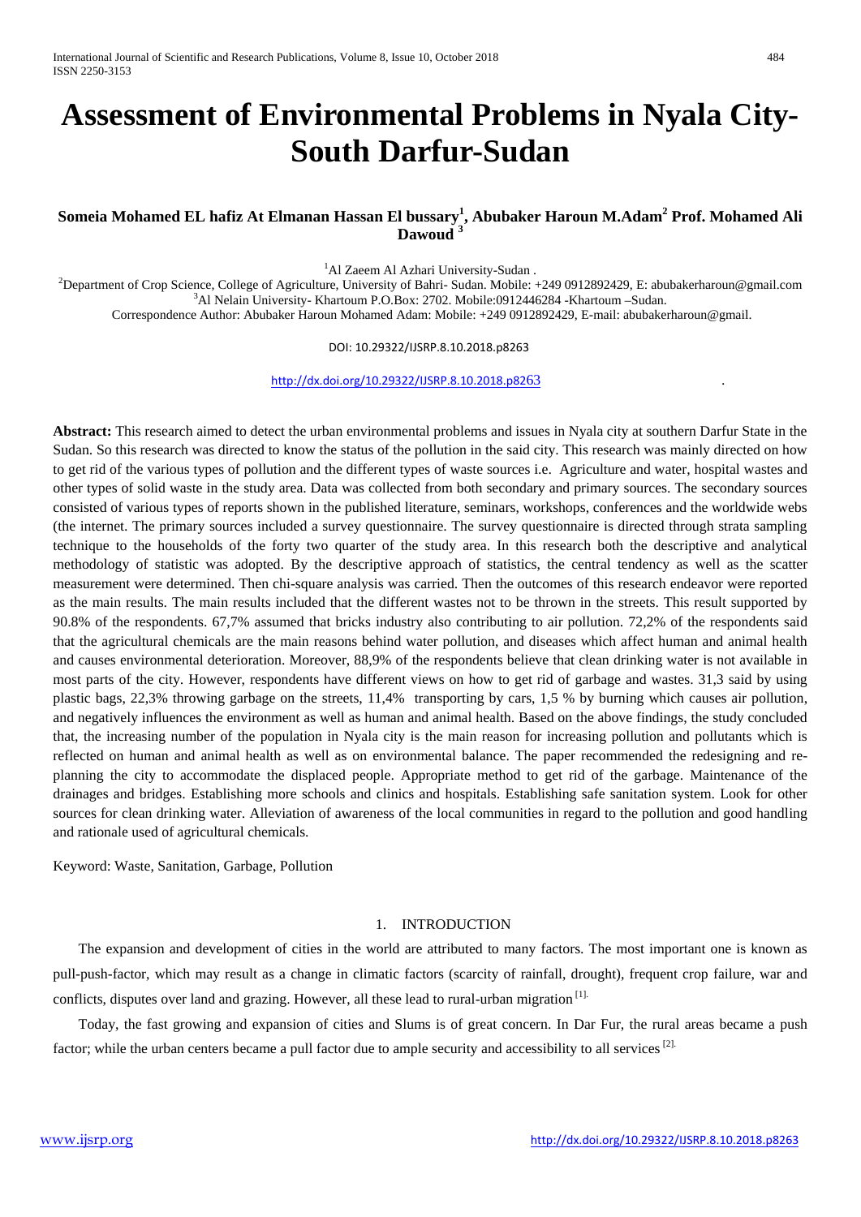# Assessment of Environmental Problems in Nyala City-South Darfur-Sudan

**Someia Mohamed EL hafiz At Elmanan Hassan El bussary[1], Abubaker Haroun M.Adam[2] Prof. Mohamed Ali Dawoud [3]**

[1]Al Zaeem Al Azhari University-Sudan .

[2]Department of Crop Science, College of Agriculture, University of Bahri- Sudan. Mobile: +249 0912892429, E: abubakerharoun@gmail.com

[3]Al Nelain University- Khartoum P.O.Box: 2702. Mobile:0912446284 -Khartoum –Sudan.

Correspondence Author: Abubaker Haroun Mohamed Adam: Mobile: +249 0912892429, E-mail: abubakerharoun@gmail.

DOI: 10.29322/IJSRP.8.10.2018.p8263

http://dx.doi.org/10.29322/IJSRP.8.10.2018.p8263

**Abstract:** This research aimed to detect the urban environmental problems and issues in Nyala city at southern Darfur State in the Sudan. So this research was directed to know the status of the pollution in the said city. This research was mainly directed on how to get rid of the various types of pollution and the different types of waste sources i.e. Agriculture and water, hospital wastes and other types of solid waste in the study area. Data was collected from both secondary and primary sources. The secondary sources consisted of various types of reports shown in the published literature, seminars, workshops, conferences and the worldwide webs (the internet. The primary sources included a survey questionnaire. The survey questionnaire is directed through strata sampling technique to the households of the forty two quarter of the study area. In this research both the descriptive and analytical methodology of statistic was adopted. By the descriptive approach of statistics, the central tendency as well as the scatter measurement were determined. Then chi-square analysis was carried. Then the outcomes of this research endeavor were reported as the main results. The main results included that the different wastes not to be thrown in the streets. This result supported by 90.8% of the respondents. 67,7% assumed that bricks industry also contributing to air pollution. 72,2% of the respondents said that the agricultural chemicals are the main reasons behind water pollution, and diseases which affect human and animal health and causes environmental deterioration. Moreover, 88,9% of the respondents believe that clean drinking water is not available in most parts of the city. However, respondents have different views on how to get rid of garbage and wastes. 31,3 said by using plastic bags, 22,3% throwing garbage on the streets, 11,4% transporting by cars, 1,5 % by burning which causes air pollution, and negatively influences the environment as well as human and animal health. Based on the above findings, the study concluded that, the increasing number of the population in Nyala city is the main reason for increasing pollution and pollutants which is reflected on human and animal health as well as on environmental balance. The paper recommended the redesigning and re-planning the city to accommodate the displaced people. Appropriate method to get rid of the garbage. Maintenance of the drainages and bridges. Establishing more schools and clinics and hospitals. Establishing safe sanitation system. Look for other sources for clean drinking water. Alleviation of awareness of the local communities in regard to the pollution and good handling and rationale used of agricultural chemicals.

Keyword: Waste, Sanitation, Garbage, Pollution

## 1. INTRODUCTION

The expansion and development of cities in the world are attributed to many factors. The most important one is known as pull-push-factor, which may result as a change in climatic factors (scarcity of rainfall, drought), frequent crop failure, war and conflicts, disputes over land and grazing. However, all these lead to rural-urban migration [1].

Today, the fast growing and expansion of cities and Slums is of great concern. In Dar Fur, the rural areas became a push factor; while the urban centers became a pull factor due to ample security and accessibility to all services [2].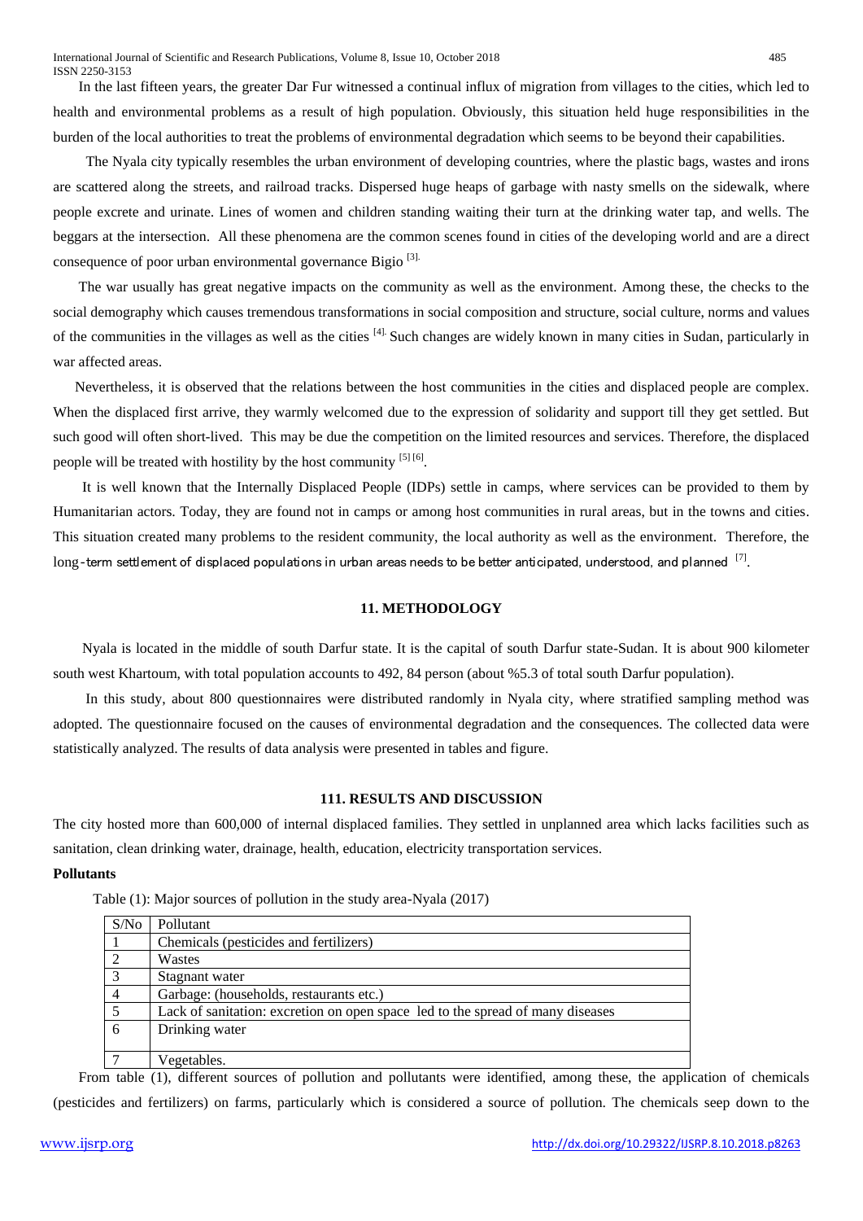In the last fifteen years, the greater Dar Fur witnessed a continual influx of migration from villages to the cities, which led to health and environmental problems as a result of high population. Obviously, this situation held huge responsibilities in the burden of the local authorities to treat the problems of environmental degradation which seems to be beyond their capabilities.

The Nyala city typically resembles the urban environment of developing countries, where the plastic bags, wastes and irons are scattered along the streets, and railroad tracks. Dispersed huge heaps of garbage with nasty smells on the sidewalk, where people excrete and urinate. Lines of women and children standing waiting their turn at the drinking water tap, and wells. The beggars at the intersection. All these phenomena are the common scenes found in cities of the developing world and are a direct consequence of poor urban environmental governance Bigio [3].

The war usually has great negative impacts on the community as well as the environment. Among these, the checks to the social demography which causes tremendous transformations in social composition and structure, social culture, norms and values of the communities in the villages as well as the cities [4]. Such changes are widely known in many cities in Sudan, particularly in war affected areas.

Nevertheless, it is observed that the relations between the host communities in the cities and displaced people are complex. When the displaced first arrive, they warmly welcomed due to the expression of solidarity and support till they get settled. But such good will often short-lived. This may be due the competition on the limited resources and services. Therefore, the displaced people will be treated with hostility by the host community [5] [6].

It is well known that the Internally Displaced People (IDPs) settle in camps, where services can be provided to them by Humanitarian actors. Today, they are found not in camps or among host communities in rural areas, but in the towns and cities. This situation created many problems to the resident community, the local authority as well as the environment. Therefore, the long-term settlement of displaced populations in urban areas needs to be better anticipated, understood, and planned [7].

## 11. METHODOLOGY

Nyala is located in the middle of south Darfur state. It is the capital of south Darfur state-Sudan. It is about 900 kilometer south west Khartoum, with total population accounts to 492, 84 person (about %5.3 of total south Darfur population).

In this study, about 800 questionnaires were distributed randomly in Nyala city, where stratified sampling method was adopted. The questionnaire focused on the causes of environmental degradation and the consequences. The collected data were statistically analyzed. The results of data analysis were presented in tables and figure.

## 111. RESULTS AND DISCUSSION

The city hosted more than 600,000 of internal displaced families. They settled in unplanned area which lacks facilities such as sanitation, clean drinking water, drainage, health, education, electricity transportation services.

**Pollutants**

Table (1): Major sources of pollution in the study area-Nyala (2017)

| S/No | Pollutant |
| --- | --- |
| 1 | Chemicals (pesticides and fertilizers) |
| 2 | Wastes |
| 3 | Stagnant water |
| 4 | Garbage: (households, restaurants etc.) |
| 5 | Lack of sanitation: excretion on open space led to the spread of many diseases |
| 6 | Drinking water |
| 7 | Vegetables. |

From table (1), different sources of pollution and pollutants were identified, among these, the application of chemicals (pesticides and fertilizers) on farms, particularly which is considered a source of pollution. The chemicals seep down to the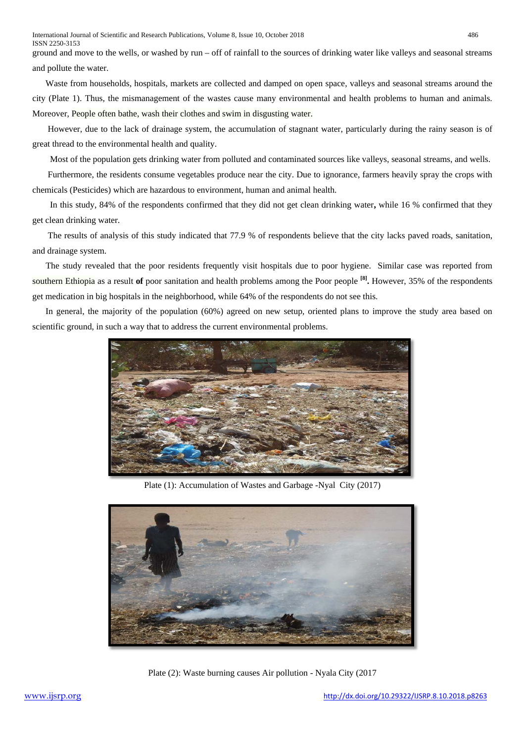ground and move to the wells, or washed by run – off of rainfall to the sources of drinking water like valleys and seasonal streams and pollute the water.

Waste from households, hospitals, markets are collected and damped on open space, valleys and seasonal streams around the city (Plate 1). Thus, the mismanagement of the wastes cause many environmental and health problems to human and animals. Moreover, People often bathe, wash their clothes and swim in disgusting water.

However, due to the lack of drainage system, the accumulation of stagnant water, particularly during the rainy season is of great thread to the environmental health and quality.

Most of the population gets drinking water from polluted and contaminated sources like valleys, seasonal streams, and wells.

Furthermore, the residents consume vegetables produce near the city. Due to ignorance, farmers heavily spray the crops with chemicals (Pesticides) which are hazardous to environment, human and animal health.

In this study, 84% of the respondents confirmed that they did not get clean drinking water**,** while 16 % confirmed that they get clean drinking water.

The results of analysis of this study indicated that 77.9 % of respondents believe that the city lacks paved roads, sanitation, and drainage system.

The study revealed that the poor residents frequently visit hospitals due to poor hygiene. Similar case was reported from southern Ethiopia as a result **of** poor sanitation and health problems among the Poor people [8]**.** However, 35% of the respondents get medication in big hospitals in the neighborhood, while 64% of the respondents do not see this.

In general, the majority of the population (60%) agreed on new setup, oriented plans to improve the study area based on scientific ground, in such a way that to address the current environmental problems.

Plate (1): Accumulation of Wastes and Garbage -Nyal City (2017)

Plate (2): Waste burning causes Air pollution - Nyala City (2017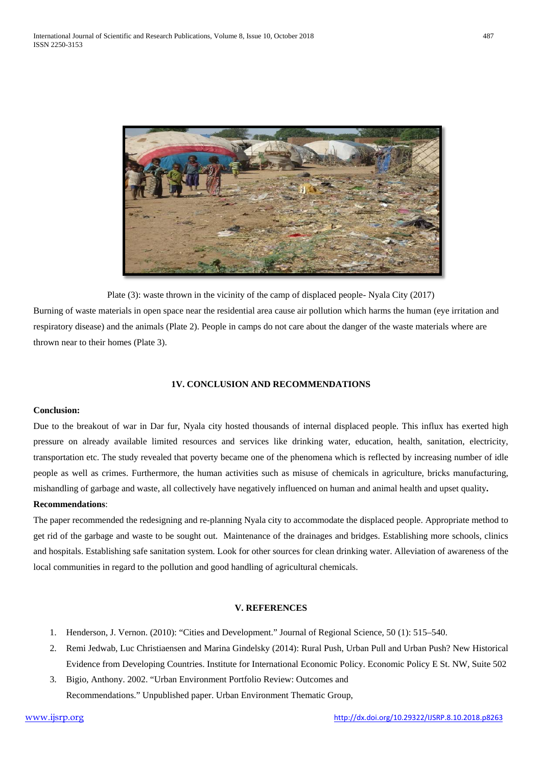Plate (3): waste thrown in the vicinity of the camp of displaced people- Nyala City (2017)

Burning of waste materials in open space near the residential area cause air pollution which harms the human (eye irritation and respiratory disease) and the animals (Plate 2). People in camps do not care about the danger of the waste materials where are thrown near to their homes (Plate 3).

## 1V. CONCLUSION AND RECOMMENDATIONS

**Conclusion:**

Due to the breakout of war in Dar fur, Nyala city hosted thousands of internal displaced people. This influx has exerted high pressure on already available limited resources and services like drinking water, education, health, sanitation, electricity, transportation etc. The study revealed that poverty became one of the phenomena which is reflected by increasing number of idle people as well as crimes. Furthermore, the human activities such as misuse of chemicals in agriculture, bricks manufacturing, mishandling of garbage and waste, all collectively have negatively influenced on human and animal health and upset quality**.**

**Recommendations**:

The paper recommended the redesigning and re-planning Nyala city to accommodate the displaced people. Appropriate method to get rid of the garbage and waste to be sought out. Maintenance of the drainages and bridges. Establishing more schools, clinics and hospitals. Establishing safe sanitation system. Look for other sources for clean drinking water. Alleviation of awareness of the local communities in regard to the pollution and good handling of agricultural chemicals.

## V. REFERENCES

1. Henderson, J. Vernon. (2010): "Cities and Development." Journal of Regional Science, 50 (1): 515–540.
2. Remi Jedwab, Luc Christiaensen and Marina Gindelsky (2014): Rural Push, Urban Pull and Urban Push? New Historical Evidence from Developing Countries. Institute for International Economic Policy. Economic Policy E St. NW, Suite 502
3. Bigio, Anthony. 2002. "Urban Environment Portfolio Review: Outcomes and Recommendations." Unpublished paper. Urban Environment Thematic Group,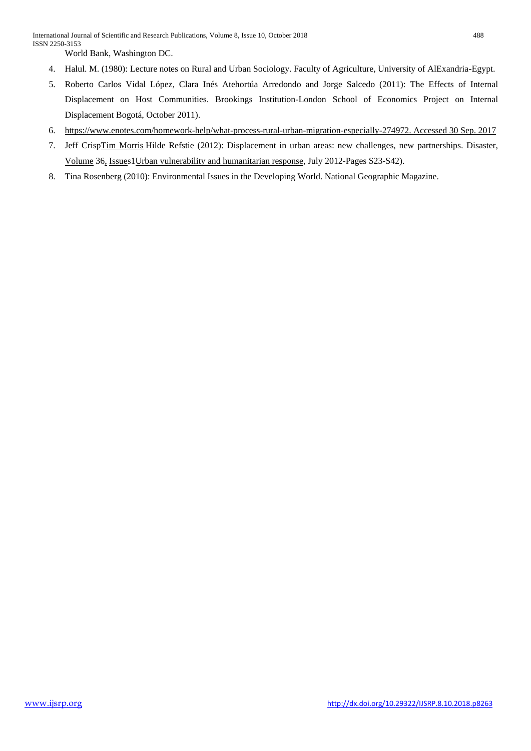World Bank, Washington DC.

4. Halul. M. (1980): Lecture notes on Rural and Urban Sociology. Faculty of Agriculture, University of AlExandria-Egypt.
5. Roberto Carlos Vidal López, Clara Inés Atehortúa Arredondo and Jorge Salcedo (2011): The Effects of Internal Displacement on Host Communities. Brookings Institution-London School of Economics Project on Internal Displacement Bogotá, October 2011).
6. https://www.enotes.com/homework-help/what-process-rural-urban-migration-especially-274972. Accessed 30 Sep. 2017
7. Jeff CrispTim Morris Hilde Refstie (2012): Displacement in urban areas: new challenges, new partnerships. Disaster, Volume 36, Issues1Urban vulnerability and humanitarian response, July 2012-Pages S23-S42).
8. Tina Rosenberg (2010): Environmental Issues in the Developing World. National Geographic Magazine.